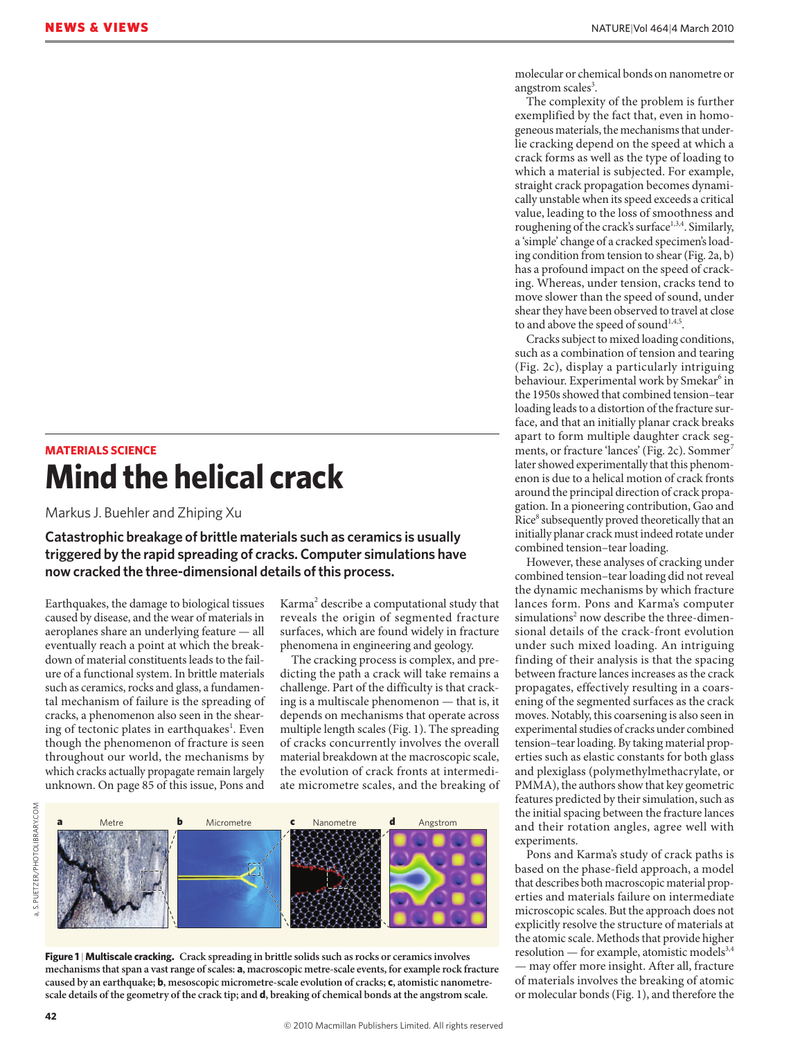MATERIALS SCIENCE

# Mind the helical crack

Markus J. Buehler and Zhiping Xu

**Catastrophic breakage of brittle materials such as ceramics is usually triggered by the rapid spreading of cracks. Computer simulations have now cracked the three-dimensional details of this process.**

Earthquakes, the damage to biological tissues caused by disease, and the wear of materials in aeroplanes share an underlying feature — all eventually reach a point at which the breakdown of material constituents leads to the failure of a functional system. In brittle materials such as ceramics, rocks and glass, a fundamental mechanism of failure is the spreading of cracks, a phenomenon also seen in the shearing of tectonic plates in earthquakes[1]. Even though the phenomenon of fracture is seen throughout our world, the mechanisms by which cracks actually propagate remain largely unknown. On page 85 of this issue, Pons and Karma[2] describe a computational study that reveals the origin of segmented fracture surfaces, which are found widely in fracture phenomena in engineering and geology.

The cracking process is complex, and predicting the path a crack will take remains a challenge. Part of the difficulty is that cracking is a multiscale phenomenon — that is, it depends on mechanisms that operate across multiple length scales (Fig. 1). The spreading of cracks concurrently involves the overall material breakdown at the macroscopic scale, the evolution of crack fronts at intermediate micrometre scales, and the breaking of molecular or chemical bonds on nanometre or angstrom scales[3].

The complexity of the problem is further exemplified by the fact that, even in homogeneous materials, the mechanisms that underlie cracking depend on the speed at which a crack forms as well as the type of loading to which a material is subjected. For example, straight crack propagation becomes dynamically unstable when its speed exceeds a critical value, leading to the loss of smoothness and roughening of the crack's surface[1,3,4]. Similarly, a 'simple' change of a cracked specimen's loading condition from tension to shear (Fig. 2a, b) has a profound impact on the speed of cracking. Whereas, under tension, cracks tend to move slower than the speed of sound, under shear they have been observed to travel at close to and above the speed of sound[1,4,5].

Cracks subject to mixed loading conditions, such as a combination of tension and tearing (Fig. 2c), display a particularly intriguing behaviour. Experimental work by Smekar[6] in the 1950s showed that combined tension–tear loading leads to a distortion of the fracture surface, and that an initially planar crack breaks apart to form multiple daughter crack segments, or fracture 'lances' (Fig. 2c). Sommer[7] later showed experimentally that this phenomenon is due to a helical motion of crack fronts around the principal direction of crack propagation. In a pioneering contribution, Gao and Rice[8] subsequently proved theoretically that an initially planar crack must indeed rotate under combined tension–tear loading.

However, these analyses of cracking under combined tension–tear loading did not reveal the dynamic mechanisms by which fracture lances form. Pons and Karma's computer simulations[2] now describe the three-dimensional details of the crack-front evolution under such mixed loading. An intriguing finding of their analysis is that the spacing between fracture lances increases as the crack propagates, effectively resulting in a coarsening of the segmented surfaces as the crack moves. Notably, this coarsening is also seen in experimental studies of cracks under combined tension–tear loading. By taking material properties such as elastic constants for both glass and plexiglass (polymethylmethacrylate, or PMMA), the authors show that key geometric features predicted by their simulation, such as the initial spacing between the fracture lances and their rotation angles, agree well with experiments.

Pons and Karma's study of crack paths is based on the phase-field approach, a model that describes both macroscopic material properties and materials failure on intermediate microscopic scales. But the approach does not explicitly resolve the structure of materials at the atomic scale. Methods that provide higher resolution — for example, atomistic models[3,4] — may offer more insight. After all, fracture of materials involves the breaking of atomic or molecular bonds (Fig. 1), and therefore the

**Figure 1 | Multiscale cracking.** **Crack spreading in brittle solids such as rocks or ceramics involves mechanisms that span a vast range of scales: a, macroscopic metre-scale events, for example rock fracture caused by an earthquake; b, mesoscopic micrometre-scale evolution of cracks; c, atomistic nanometre-scale details of the geometry of the crack tip; and d, breaking of chemical bonds at the angstrom scale.**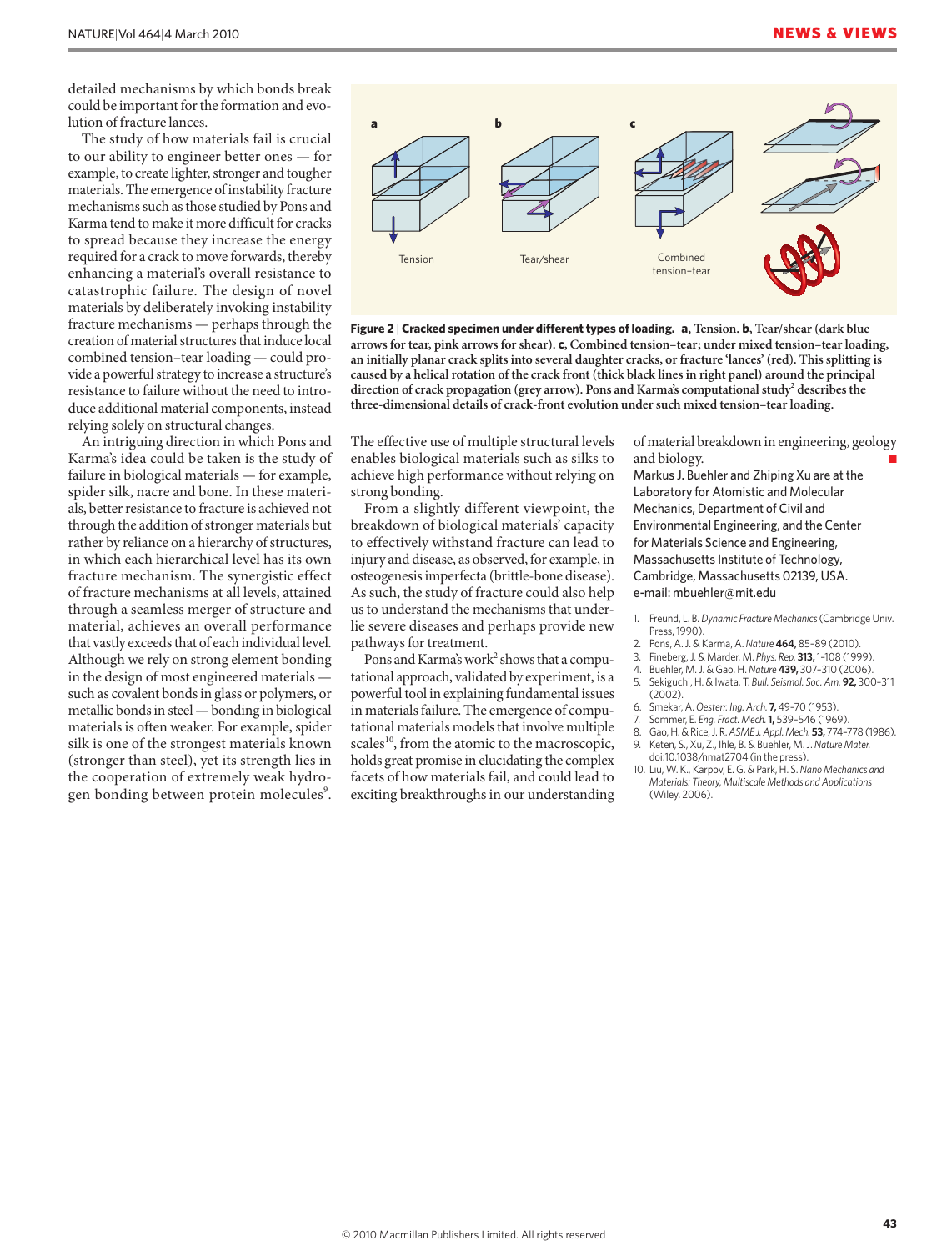detailed mechanisms by which bonds break could be important for the formation and evolution of fracture lances.

The study of how materials fail is crucial to our ability to engineer better ones — for example, to create lighter, stronger and tougher materials. The emergence of instability fracture mechanisms such as those studied by Pons and Karma tend to make it more difficult for cracks to spread because they increase the energy required for a crack to move forwards, thereby enhancing a material's overall resistance to catastrophic failure. The design of novel materials by deliberately invoking instability fracture mechanisms — perhaps through the creation of material structures that induce local combined tension–tear loading — could provide a powerful strategy to increase a structure's resistance to failure without the need to introduce additional material components, instead relying solely on structural changes.

An intriguing direction in which Pons and Karma's idea could be taken is the study of failure in biological materials — for example, spider silk, nacre and bone. In these materials, better resistance to fracture is achieved not through the addition of stronger materials but rather by reliance on a hierarchy of structures, in which each hierarchical level has its own fracture mechanism. The synergistic effect of fracture mechanisms at all levels, attained through a seamless merger of structure and material, achieves an overall performance that vastly exceeds that of each individual level. Although we rely on strong element bonding in the design of most engineered materials — such as covalent bonds in glass or polymers, or metallic bonds in steel — bonding in biological materials is often weaker. For example, spider silk is one of the strongest materials known (stronger than steel), yet its strength lies in the cooperation of extremely weak hydrogen bonding between protein molecules[9].

a

b

c

Tension

Tear/shear

Combined tension–tear

**Figure 2 | Cracked specimen under different types of loading. a**, Tension. **b**, Tear/shear (dark blue arrows for tear, pink arrows for shear). **c**, Combined tension–tear; under mixed tension–tear loading, an initially planar crack splits into several daughter cracks, or fracture 'lances' (red). This splitting is caused by a helical rotation of the crack front (thick black lines in right panel) around the principal direction of crack propagation (grey arrow). Pons and Karma's computational study[2] describes the three-dimensional details of crack-front evolution under such mixed tension–tear loading.

The effective use of multiple structural levels enables biological materials such as silks to achieve high performance without relying on strong bonding.

From a slightly different viewpoint, the breakdown of biological materials' capacity to effectively withstand fracture can lead to injury and disease, as observed, for example, in osteogenesis imperfecta (brittle-bone disease). As such, the study of fracture could also help us to understand the mechanisms that underlie severe diseases and perhaps provide new pathways for treatment.

Pons and Karma's work[2] shows that a computational approach, validated by experiment, is a powerful tool in explaining fundamental issues in materials failure. The emergence of computational materials models that involve multiple scales[10], from the atomic to the macroscopic, holds great promise in elucidating the complex facets of how materials fail, and could lead to exciting breakthroughs in our understanding of material breakdown in engineering, geology and biology. ■

Markus J. Buehler and Zhiping Xu are at the Laboratory for Atomistic and Molecular Mechanics, Department of Civil and Environmental Engineering, and the Center for Materials Science and Engineering, Massachusetts Institute of Technology, Cambridge, Massachusetts 02139, USA.
e-mail: mbuehler@mit.edu

1. Freund, L. B. *Dynamic Fracture Mechanics* (Cambridge Univ. Press, 1990).
2. Pons, A. J. & Karma, A. *Nature* **464,** 85–89 (2010).
3. Fineberg, J. & Marder, M. *Phys. Rep.* **313,** 1–108 (1999).
4. Buehler, M. J. & Gao, H. *Nature* **439,** 307–310 (2006).
5. Sekiguchi, H. & Iwata, T. *Bull. Seismol. Soc. Am.* **92,** 300–311 (2002).
6. Smekar, A. *Oesterr. Ing. Arch.* **7,** 49–70 (1953).
7. Sommer, E. *Eng. Fract. Mech.* **1,** 539–546 (1969).
8. Gao, H. & Rice, J. R. *ASME J. Appl. Mech.* **53,** 774–778 (1986).
9. Keten, S., Xu, Z., Ihle, B. & Buehler, M. J. *Nature Mater.* doi:10.1038/nmat2704 (in the press).
10. Liu, W. K., Karpov, E. G. & Park, H. S. *Nano Mechanics and Materials: Theory, Multiscale Methods and Applications* (Wiley, 2006).